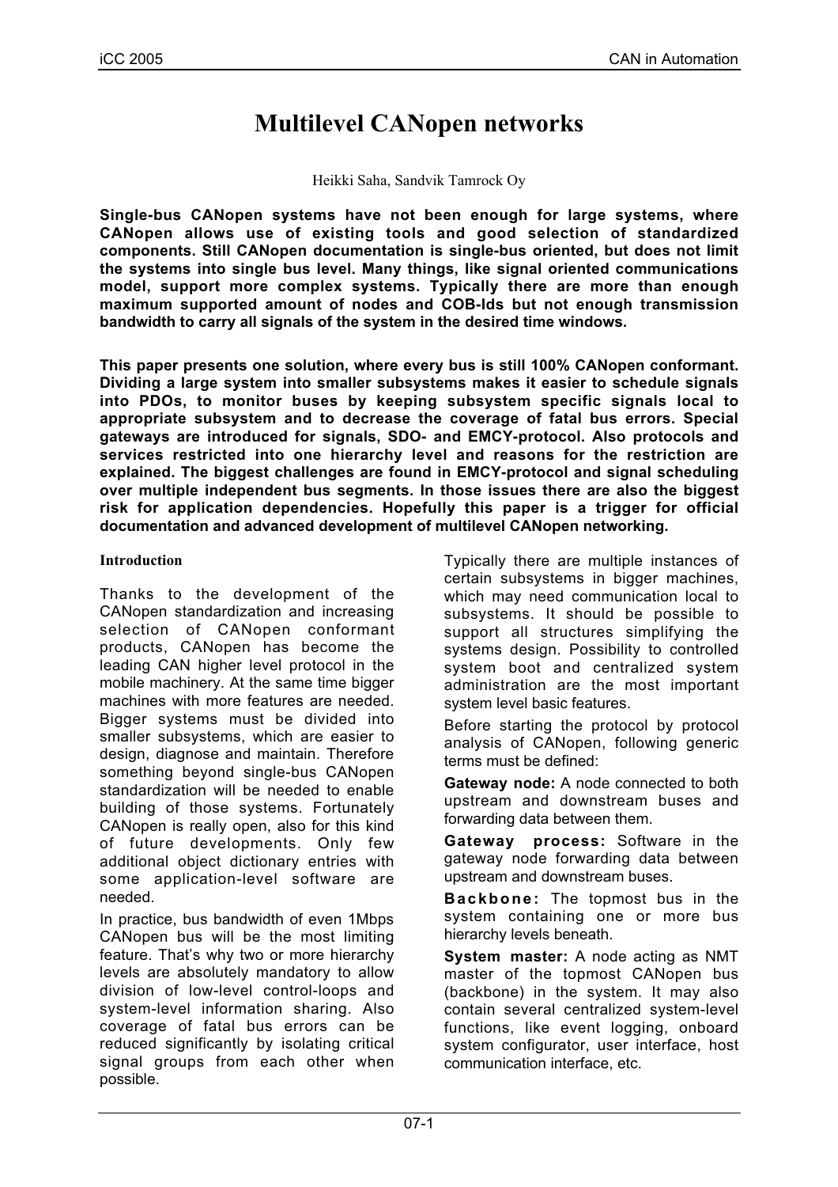# Multilevel CANopen networks

Heikki Saha, Sandvik Tamrock Oy

**Single-bus CANopen systems have not been enough for large systems, where CANopen allows use of existing tools and good selection of standardized components. Still CANopen documentation is single-bus oriented, but does not limit the systems into single bus level. Many things, like signal oriented communications model, support more complex systems. Typically there are more than enough maximum supported amount of nodes and COB-Ids but not enough transmission bandwidth to carry all signals of the system in the desired time windows.**

**This paper presents one solution, where every bus is still 100% CANopen conformant. Dividing a large system into smaller subsystems makes it easier to schedule signals into PDOs, to monitor buses by keeping subsystem specific signals local to appropriate subsystem and to decrease the coverage of fatal bus errors. Special gateways are introduced for signals, SDO- and EMCY-protocol. Also protocols and services restricted into one hierarchy level and reasons for the restriction are explained. The biggest challenges are found in EMCY-protocol and signal scheduling over multiple independent bus segments. In those issues there are also the biggest risk for application dependencies. Hopefully this paper is a trigger for official documentation and advanced development of multilevel CANopen networking.**

## Introduction

Thanks to the development of the CANopen standardization and increasing selection of CANopen conformant products, CANopen has become the leading CAN higher level protocol in the mobile machinery. At the same time bigger machines with more features are needed. Bigger systems must be divided into smaller subsystems, which are easier to design, diagnose and maintain. Therefore something beyond single-bus CANopen standardization will be needed to enable building of those systems. Fortunately CANopen is really open, also for this kind of future developments. Only few additional object dictionary entries with some application-level software are needed.

In practice, bus bandwidth of even 1Mbps CANopen bus will be the most limiting feature. That's why two or more hierarchy levels are absolutely mandatory to allow division of low-level control-loops and system-level information sharing. Also coverage of fatal bus errors can be reduced significantly by isolating critical signal groups from each other when possible.

Typically there are multiple instances of certain subsystems in bigger machines, which may need communication local to subsystems. It should be possible to support all structures simplifying the systems design. Possibility to controlled system boot and centralized system administration are the most important system level basic features.

Before starting the protocol by protocol analysis of CANopen, following generic terms must be defined:

**Gateway node:** A node connected to both upstream and downstream buses and forwarding data between them.

**Gateway process:** Software in the gateway node forwarding data between upstream and downstream buses.

**Backbone:** The topmost bus in the system containing one or more bus hierarchy levels beneath.

**System master:** A node acting as NMT master of the topmost CANopen bus (backbone) in the system. It may also contain several centralized system-level functions, like event logging, onboard system configurator, user interface, host communication interface, etc.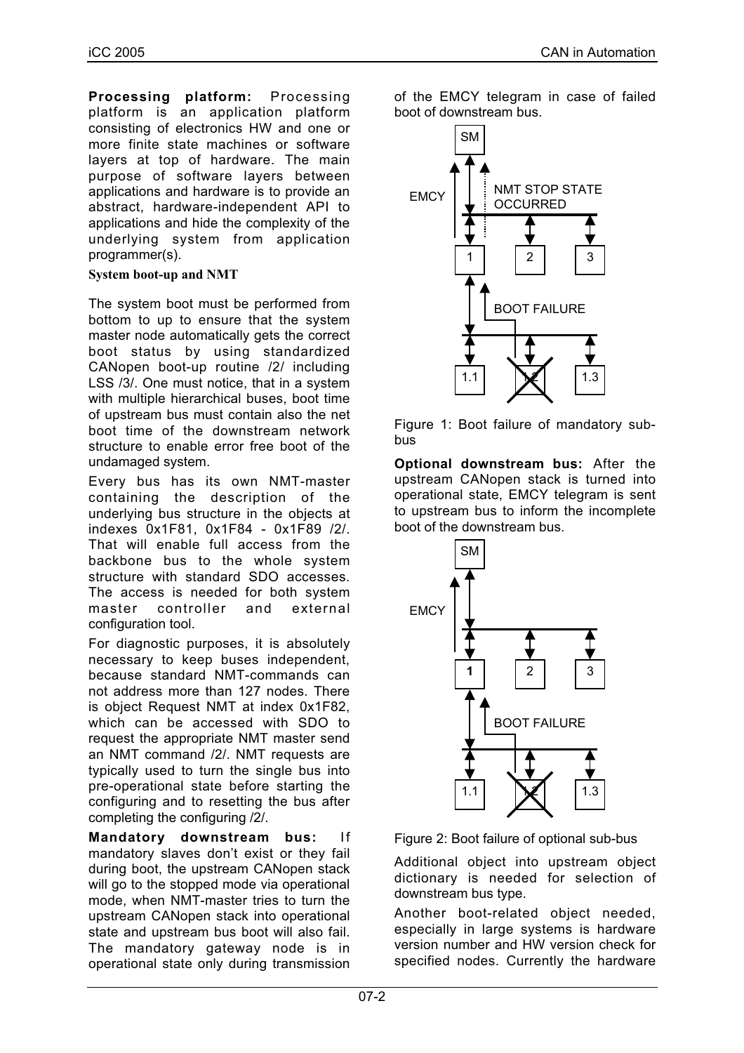**Processing platform:** Processing platform is an application platform consisting of electronics HW and one or more finite state machines or software layers at top of hardware. The main purpose of software layers between applications and hardware is to provide an abstract, hardware-independent API to applications and hide the complexity of the underlying system from application programmer(s).

### System boot-up and NMT

The system boot must be performed from bottom to up to ensure that the system master node automatically gets the correct boot status by using standardized CANopen boot-up routine /2/ including LSS /3/. One must notice, that in a system with multiple hierarchical buses, boot time of upstream bus must contain also the net boot time of the downstream network structure to enable error free boot of the undamaged system.

Every bus has its own NMT-master containing the description of the underlying bus structure in the objects at indexes 0x1F81, 0x1F84 - 0x1F89 /2/. That will enable full access from the backbone bus to the whole system structure with standard SDO accesses. The access is needed for both system master controller and external configuration tool.

For diagnostic purposes, it is absolutely necessary to keep buses independent, because standard NMT-commands can not address more than 127 nodes. There is object Request NMT at index 0x1F82, which can be accessed with SDO to request the appropriate NMT master send an NMT command /2/. NMT requests are typically used to turn the single bus into pre-operational state before starting the configuring and to resetting the bus after completing the configuring /2/.

**Mandatory downstream bus:** If mandatory slaves don't exist or they fail during boot, the upstream CANopen stack will go to the stopped mode via operational mode, when NMT-master tries to turn the upstream CANopen stack into operational state and upstream bus boot will also fail. The mandatory gateway node is in operational state only during transmission of the EMCY telegram in case of failed boot of downstream bus.

Figure 1: Boot failure of mandatory sub-bus

**Optional downstream bus:** After the upstream CANopen stack is turned into operational state, EMCY telegram is sent to upstream bus to inform the incomplete boot of the downstream bus.

Figure 2: Boot failure of optional sub-bus

Additional object into upstream object dictionary is needed for selection of downstream bus type.

Another boot-related object needed, especially in large systems is hardware version number and HW version check for specified nodes. Currently the hardware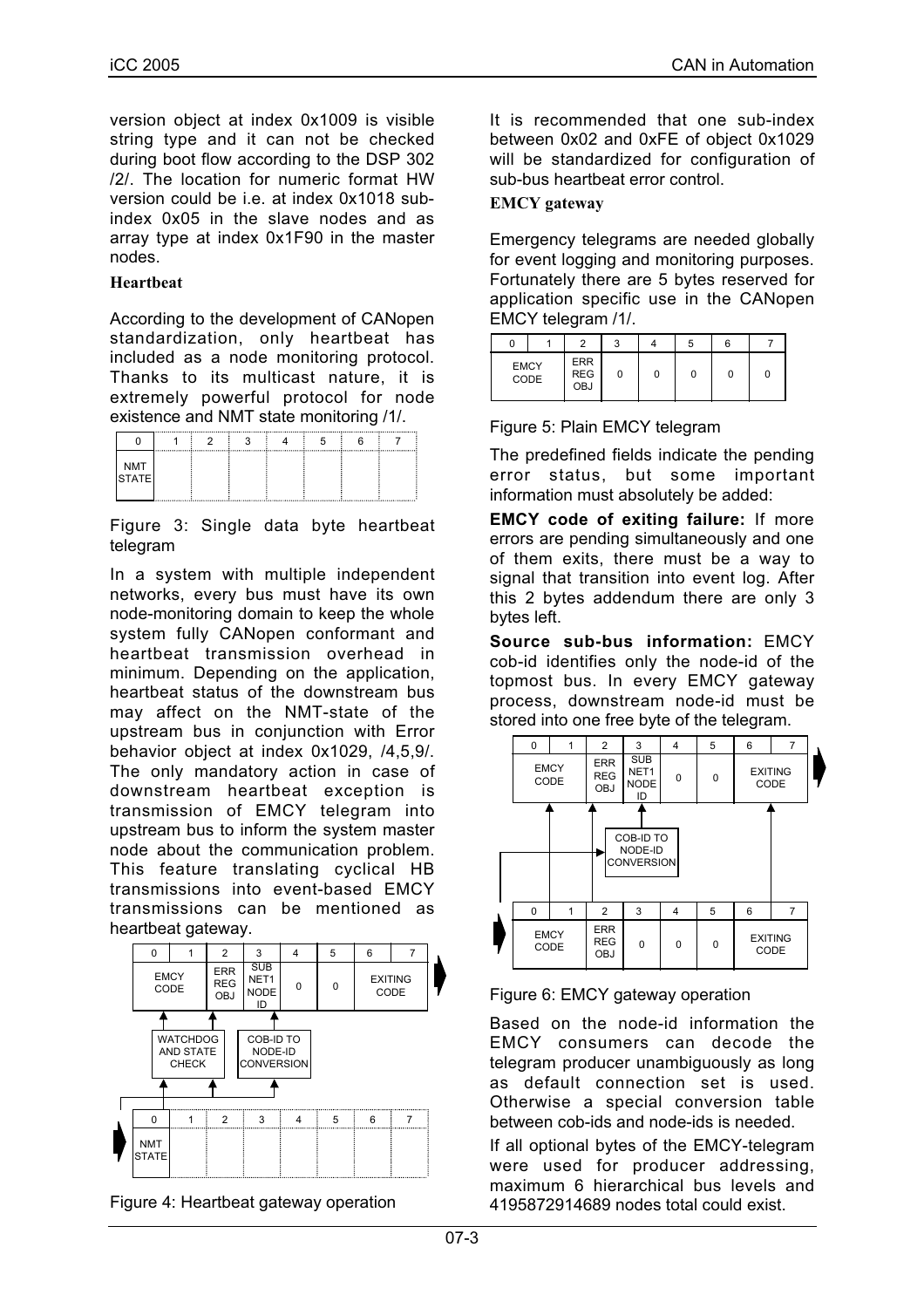version object at index 0x1009 is visible string type and it can not be checked during boot flow according to the DSP 302 /2/. The location for numeric format HW version could be i.e. at index 0x1018 sub-index 0x05 in the slave nodes and as array type at index 0x1F90 in the master nodes.

### Heartbeat

According to the development of CANopen standardization, only heartbeat has included as a node monitoring protocol. Thanks to its multicast nature, it is extremely powerful protocol for node existence and NMT state monitoring /1/.

| 0 | 1 | 2 | 3 | 4 | 5 | 6 | 7 |
|---|---|---|---|---|---|---|---|
| NMT STATE | | | | | | | |

Figure 3: Single data byte heartbeat telegram

In a system with multiple independent networks, every bus must have its own node-monitoring domain to keep the whole system fully CANopen conformant and heartbeat transmission overhead in minimum. Depending on the application, heartbeat status of the downstream bus may affect on the NMT-state of the upstream bus in conjunction with Error behavior object at index 0x1029, /4,5,9/. The only mandatory action in case of downstream heartbeat exception is transmission of EMCY telegram into upstream bus to inform the system master node about the communication problem. This feature translating cyclical HB transmissions into event-based EMCY transmissions can be mentioned as heartbeat gateway.

Figure 4: Heartbeat gateway operation

It is recommended that one sub-index between 0x02 and 0xFE of object 0x1029 will be standardized for configuration of sub-bus heartbeat error control.

### EMCY gateway

Emergency telegrams are needed globally for event logging and monitoring purposes. Fortunately there are 5 bytes reserved for application specific use in the CANopen EMCY telegram /1/.

| 0 | 1 | 2 | 3 | 4 | 5 | 6 | 7 |
|---|---|---|---|---|---|---|---|
| EMCY CODE | | ERR REG OBJ | 0 | 0 | 0 | 0 | 0 |

Figure 5: Plain EMCY telegram

The predefined fields indicate the pending error status, but some important information must absolutely be added:

**EMCY code of exiting failure:** If more errors are pending simultaneously and one of them exits, there must be a way to signal that transition into event log. After this 2 bytes addendum there are only 3 bytes left.

**Source sub-bus information:** EMCY cob-id identifies only the node-id of the topmost bus. In every EMCY gateway process, downstream node-id must be stored into one free byte of the telegram.

Figure 6: EMCY gateway operation

Based on the node-id information the EMCY consumers can decode the telegram producer unambiguously as long as default connection set is used. Otherwise a special conversion table between cob-ids and node-ids is needed.

If all optional bytes of the EMCY-telegram were used for producer addressing, maximum 6 hierarchical bus levels and 4195872914689 nodes total could exist.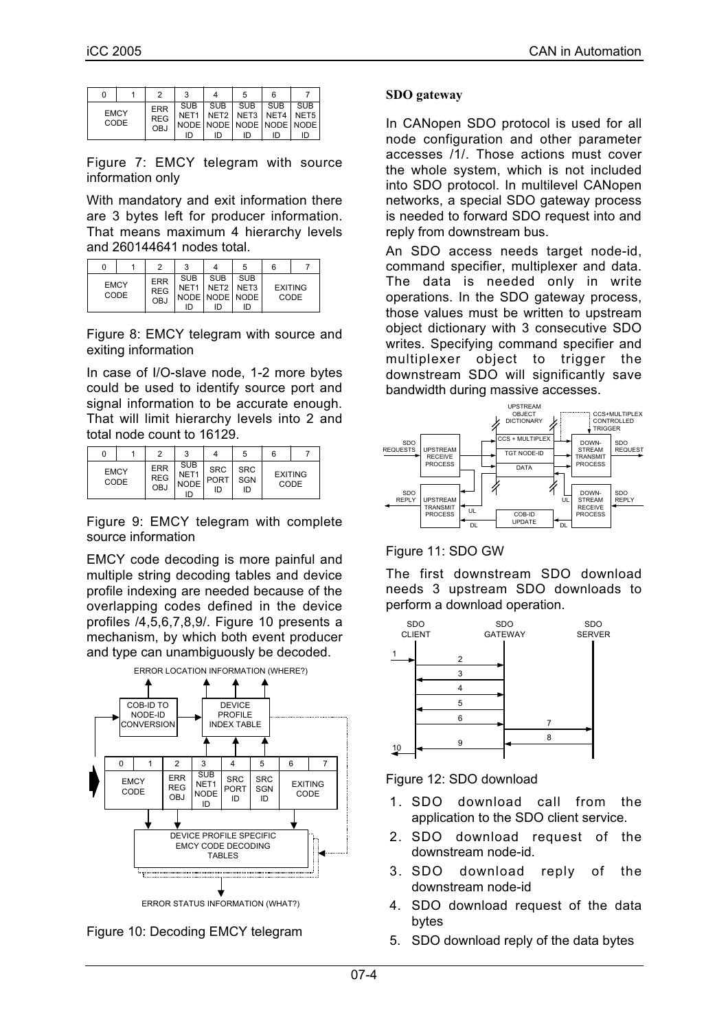| 0 | 1 | 2 | 3 | 4 | 5 | 6 | 7 |
|---|---|---|---|---|---|---|---|
| EMCY CODE | | ERR REG OBJ | SUB NET1 NODE ID | SUB NET2 NODE ID | SUB NET3 NODE ID | SUB NET4 NODE ID | SUB NET5 NODE ID |

Figure 7: EMCY telegram with source information only

With mandatory and exit information there are 3 bytes left for producer information. That means maximum 4 hierarchy levels and 260144641 nodes total.

| 0 | 1 | 2 | 3 | 4 | 5 | 6 | 7 |
|---|---|---|---|---|---|---|---|
| EMCY CODE | | ERR REG OBJ | SUB NET1 NODE ID | SUB NET2 NODE ID | SUB NET3 NODE ID | EXITING CODE | |

Figure 8: EMCY telegram with source and exiting information

In case of I/O-slave node, 1-2 more bytes could be used to identify source port and signal information to be accurate enough. That will limit hierarchy levels into 2 and total node count to 16129.

| 0 | 1 | 2 | 3 | 4 | 5 | 6 | 7 |
|---|---|---|---|---|---|---|---|
| EMCY CODE | | ERR REG OBJ | SUB NET1 NODE ID | SRC PORT ID | SRC SGN ID | EXITING CODE | |

Figure 9: EMCY telegram with complete source information

EMCY code decoding is more painful and multiple string decoding tables and device profile indexing are needed because of the overlapping codes defined in the device profiles /4,5,6,7,8,9/. Figure 10 presents a mechanism, by which both event producer and type can unambiguously be decoded.

Figure 10: Decoding EMCY telegram

**SDO gateway**

In CANopen SDO protocol is used for all node configuration and other parameter accesses /1/. Those actions must cover the whole system, which is not included into SDO protocol. In multilevel CANopen networks, a special SDO gateway process is needed to forward SDO request into and reply from downstream bus.

An SDO access needs target node-id, command specifier, multiplexer and data. The data is needed only in write operations. In the SDO gateway process, those values must be written to upstream object dictionary with 3 consecutive SDO writes. Specifying command specifier and multiplexer object to trigger the downstream SDO will significantly save bandwidth during massive accesses.

Figure 11: SDO GW

The first downstream SDO download needs 3 upstream SDO downloads to perform a download operation.

Figure 12: SDO download

1. SDO download call from the application to the SDO client service.
2. SDO download request of the downstream node-id.
3. SDO download reply of the downstream node-id
4. SDO download request of the data bytes
5. SDO download reply of the data bytes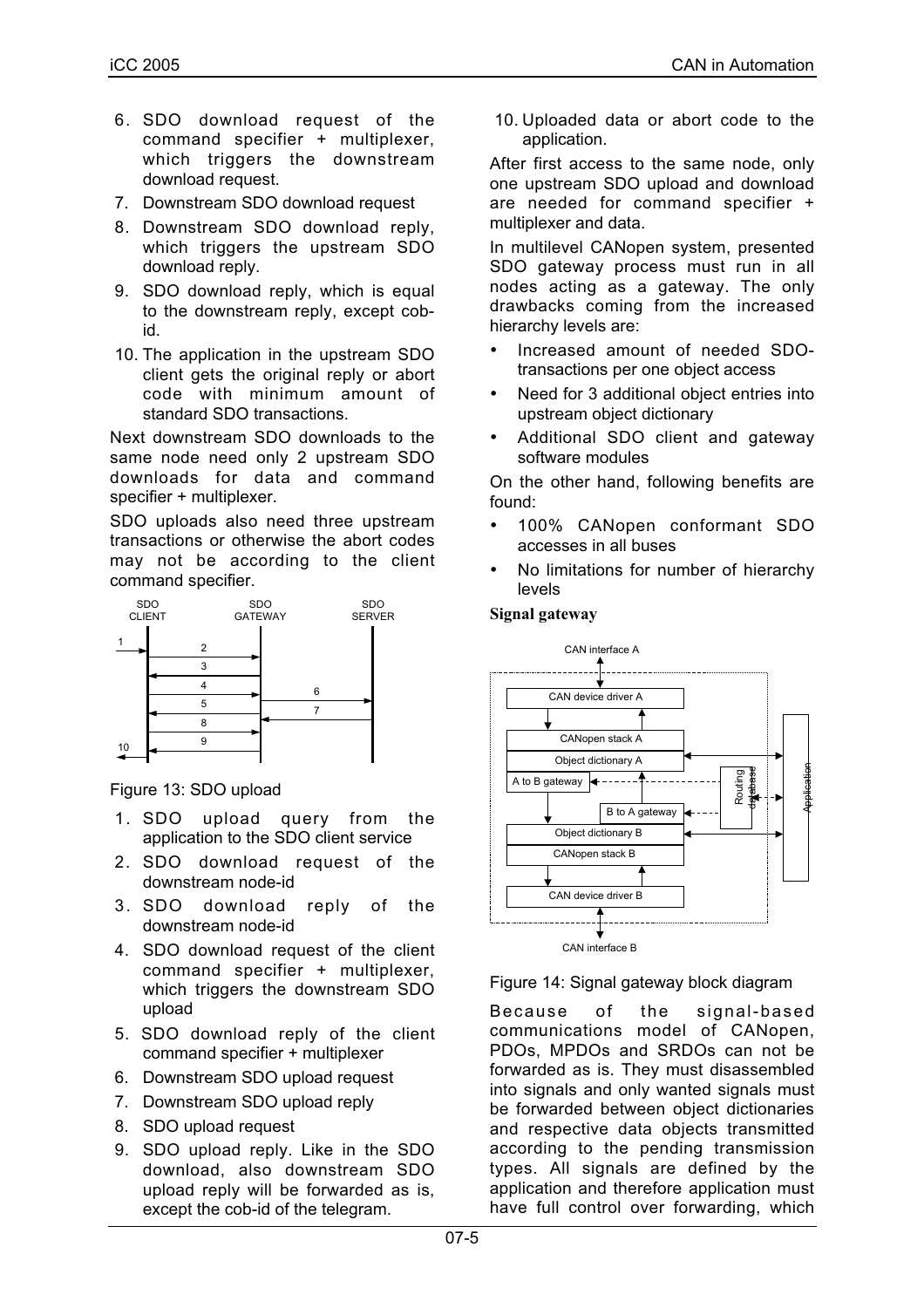6. SDO download request of the command specifier + multiplexer, which triggers the downstream download request.
7. Downstream SDO download request
8. Downstream SDO download reply, which triggers the upstream SDO download reply.
9. SDO download reply, which is equal to the downstream reply, except cob-id.
10. The application in the upstream SDO client gets the original reply or abort code with minimum amount of standard SDO transactions.

Next downstream SDO downloads to the same node need only 2 upstream SDO downloads for data and command specifier + multiplexer.

SDO uploads also need three upstream transactions or otherwise the abort codes may not be according to the client command specifier.

Figure 13: SDO upload

1. SDO upload query from the application to the SDO client service
2. SDO download request of the downstream node-id
3. SDO download reply of the downstream node-id
4. SDO download request of the client command specifier + multiplexer, which triggers the downstream SDO upload
5. SDO download reply of the client command specifier + multiplexer
6. Downstream SDO upload request
7. Downstream SDO upload reply
8. SDO upload request
9. SDO upload reply. Like in the SDO download, also downstream SDO upload reply will be forwarded as is, except the cob-id of the telegram.
10. Uploaded data or abort code to the application.

After first access to the same node, only one upstream SDO upload and download are needed for command specifier + multiplexer and data.

In multilevel CANopen system, presented SDO gateway process must run in all nodes acting as a gateway. The only drawbacks coming from the increased hierarchy levels are:

- Increased amount of needed SDO-transactions per one object access
- Need for 3 additional object entries into upstream object dictionary
- Additional SDO client and gateway software modules

On the other hand, following benefits are found:

- 100% CANopen conformant SDO accesses in all buses
- No limitations for number of hierarchy levels

**Signal gateway**

Figure 14: Signal gateway block diagram

Because of the signal-based communications model of CANopen, PDOs, MPDOs and SRDOs can not be forwarded as is. They must disassembled into signals and only wanted signals must be forwarded between object dictionaries and respective data objects transmitted according to the pending transmission types. All signals are defined by the application and therefore application must have full control over forwarding, which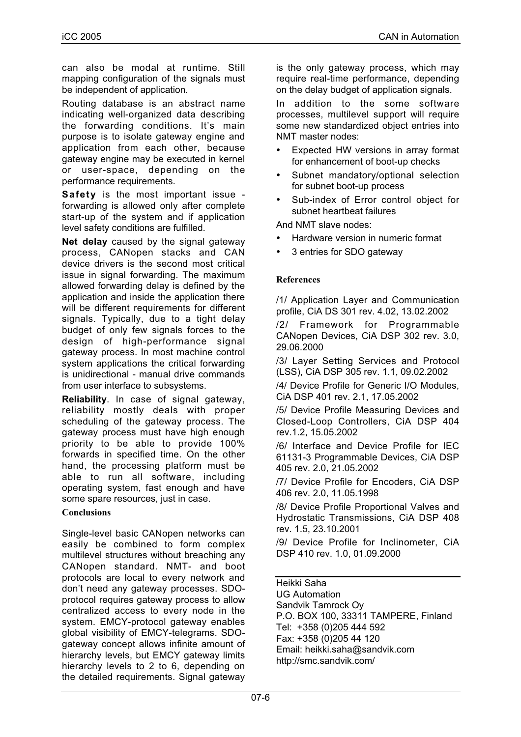can also be modal at runtime. Still mapping configuration of the signals must be independent of application.

Routing database is an abstract name indicating well-organized data describing the forwarding conditions. It's main purpose is to isolate gateway engine and application from each other, because gateway engine may be executed in kernel or user-space, depending on the performance requirements.

**Safety** is the most important issue - forwarding is allowed only after complete start-up of the system and if application level safety conditions are fulfilled.

**Net delay** caused by the signal gateway process, CANopen stacks and CAN device drivers is the second most critical issue in signal forwarding. The maximum allowed forwarding delay is defined by the application and inside the application there will be different requirements for different signals. Typically, due to a tight delay budget of only few signals forces to the design of high-performance signal gateway process. In most machine control system applications the critical forwarding is unidirectional - manual drive commands from user interface to subsystems.

**Reliability**. In case of signal gateway, reliability mostly deals with proper scheduling of the gateway process. The gateway process must have high enough priority to be able to provide 100% forwards in specified time. On the other hand, the processing platform must be able to run all software, including operating system, fast enough and have some spare resources, just in case.

## Conclusions

Single-level basic CANopen networks can easily be combined to form complex multilevel structures without breaching any CANopen standard. NMT- and boot protocols are local to every network and don't need any gateway processes. SDO-protocol requires gateway process to allow centralized access to every node in the system. EMCY-protocol gateway enables global visibility of EMCY-telegrams. SDO-gateway concept allows infinite amount of hierarchy levels, but EMCY gateway limits hierarchy levels to 2 to 6, depending on the detailed requirements. Signal gateway is the only gateway process, which may require real-time performance, depending on the delay budget of application signals.

In addition to the some software processes, multilevel support will require some new standardized object entries into NMT master nodes:

- Expected HW versions in array format for enhancement of boot-up checks
- Subnet mandatory/optional selection for subnet boot-up process
- Sub-index of Error control object for subnet heartbeat failures

And NMT slave nodes:

- Hardware version in numeric format
- 3 entries for SDO gateway

## References

/1/ Application Layer and Communication profile, CiA DS 301 rev. 4.02, 13.02.2002

/2/ Framework for Programmable CANopen Devices, CiA DSP 302 rev. 3.0, 29.06.2000

/3/ Layer Setting Services and Protocol (LSS), CiA DSP 305 rev. 1.1, 09.02.2002

/4/ Device Profile for Generic I/O Modules, CiA DSP 401 rev. 2.1, 17.05.2002

/5/ Device Profile Measuring Devices and Closed-Loop Controllers, CiA DSP 404 rev.1.2, 15.05.2002

/6/ Interface and Device Profile for IEC 61131-3 Programmable Devices, CiA DSP 405 rev. 2.0, 21.05.2002

/7/ Device Profile for Encoders, CiA DSP 406 rev. 2.0, 11.05.1998

/8/ Device Profile Proportional Valves and Hydrostatic Transmissions, CiA DSP 408 rev. 1.5, 23.10.2001

/9/ Device Profile for Inclinometer, CiA DSP 410 rev. 1.0, 01.09.2000

---

Heikki Saha
UG Automation
Sandvik Tamrock Oy
P.O. BOX 100, 33311 TAMPERE, Finland
Tel: +358 (0)205 444 592
Fax: +358 (0)205 44 120
Email: heikki.saha@sandvik.com
http://smc.sandvik.com/